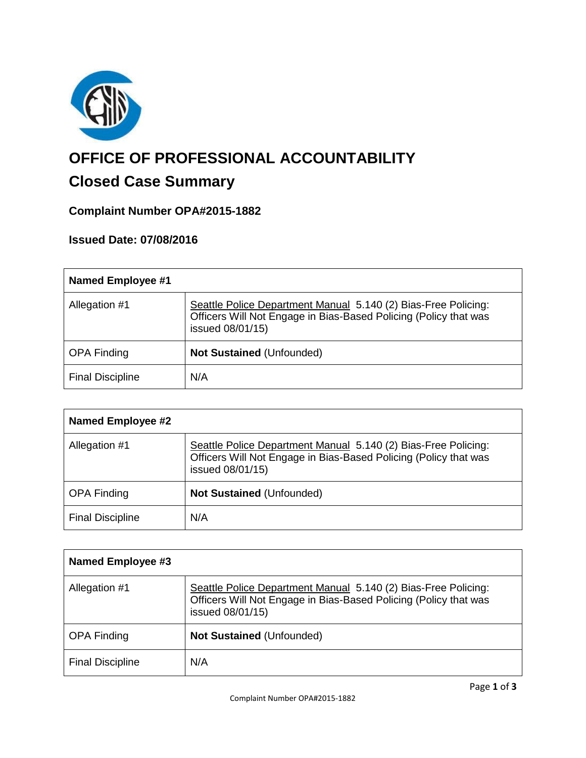# OFFICE OF PROFESSIONAL ACCOUNTABILITY

## Closed Case Summary

### Complaint Number OPA#2015-1882

### Issued Date: 07/08/2016

| Named Employee #1 | |
|---|---|
| Allegation #1 | Seattle Police Department Manual 5.140 (2) Bias-Free Policing: Officers Will Not Engage in Bias-Based Policing (Policy that was issued 08/01/15) |
| OPA Finding | **Not Sustained** (Unfounded) |
| Final Discipline | N/A |

| Named Employee #2 | |
|---|---|
| Allegation #1 | Seattle Police Department Manual 5.140 (2) Bias-Free Policing: Officers Will Not Engage in Bias-Based Policing (Policy that was issued 08/01/15) |
| OPA Finding | **Not Sustained** (Unfounded) |
| Final Discipline | N/A |

| Named Employee #3 | |
|---|---|
| Allegation #1 | Seattle Police Department Manual 5.140 (2) Bias-Free Policing: Officers Will Not Engage in Bias-Based Policing (Policy that was issued 08/01/15) |
| OPA Finding | **Not Sustained** (Unfounded) |
| Final Discipline | N/A |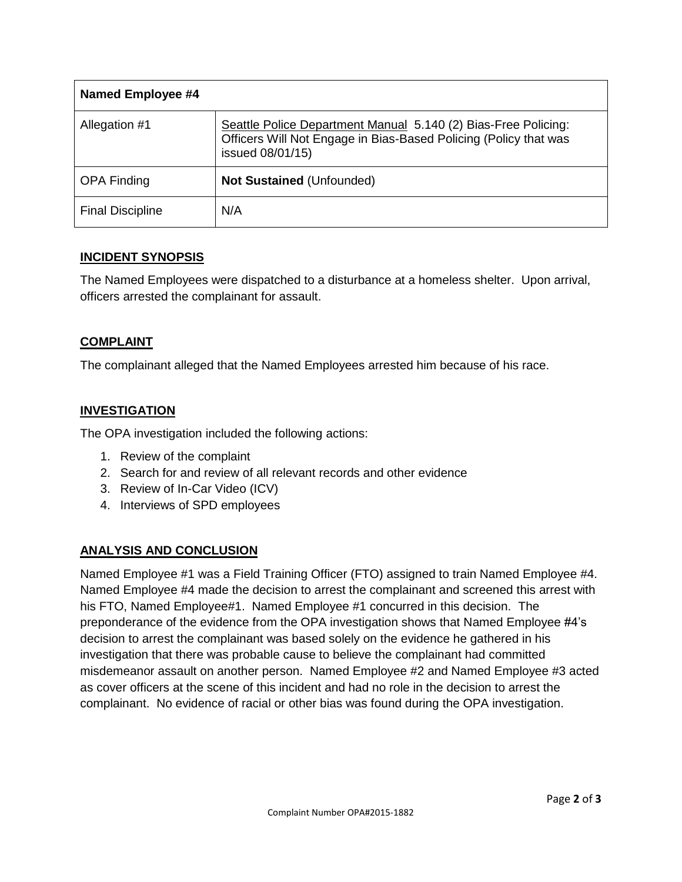| Named Employee #4 | |
|---|---|
| Allegation #1 | Seattle Police Department Manual 5.140 (2) Bias-Free Policing: Officers Will Not Engage in Bias-Based Policing (Policy that was issued 08/01/15) |
| OPA Finding | **Not Sustained** (Unfounded) |
| Final Discipline | N/A |

## INCIDENT SYNOPSIS

The Named Employees were dispatched to a disturbance at a homeless shelter. Upon arrival, officers arrested the complainant for assault.

## COMPLAINT

The complainant alleged that the Named Employees arrested him because of his race.

## INVESTIGATION

The OPA investigation included the following actions:

1. Review of the complaint
2. Search for and review of all relevant records and other evidence
3. Review of In-Car Video (ICV)
4. Interviews of SPD employees

## ANALYSIS AND CONCLUSION

Named Employee #1 was a Field Training Officer (FTO) assigned to train Named Employee #4. Named Employee #4 made the decision to arrest the complainant and screened this arrest with his FTO, Named Employee#1. Named Employee #1 concurred in this decision. The preponderance of the evidence from the OPA investigation shows that Named Employee #4's decision to arrest the complainant was based solely on the evidence he gathered in his investigation that there was probable cause to believe the complainant had committed misdemeanor assault on another person. Named Employee #2 and Named Employee #3 acted as cover officers at the scene of this incident and had no role in the decision to arrest the complainant. No evidence of racial or other bias was found during the OPA investigation.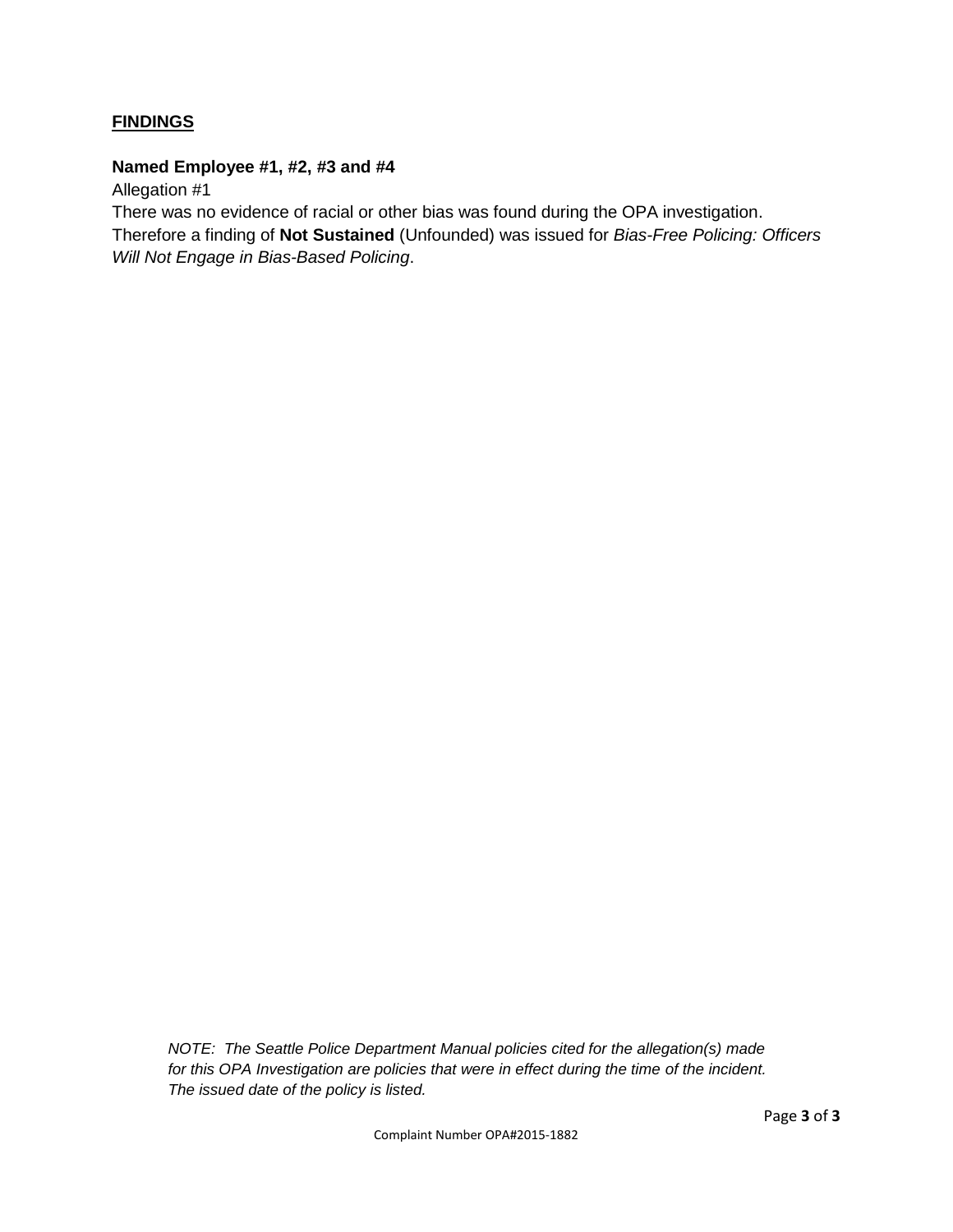## FINDINGS

**Named Employee #1, #2, #3 and #4**

Allegation #1

There was no evidence of racial or other bias was found during the OPA investigation. Therefore a finding of **Not Sustained** (Unfounded) was issued for *Bias-Free Policing: Officers Will Not Engage in Bias-Based Policing*.

*NOTE: The Seattle Police Department Manual policies cited for the allegation(s) made for this OPA Investigation are policies that were in effect during the time of the incident. The issued date of the policy is listed.*

Complaint Number OPA#2015-1882